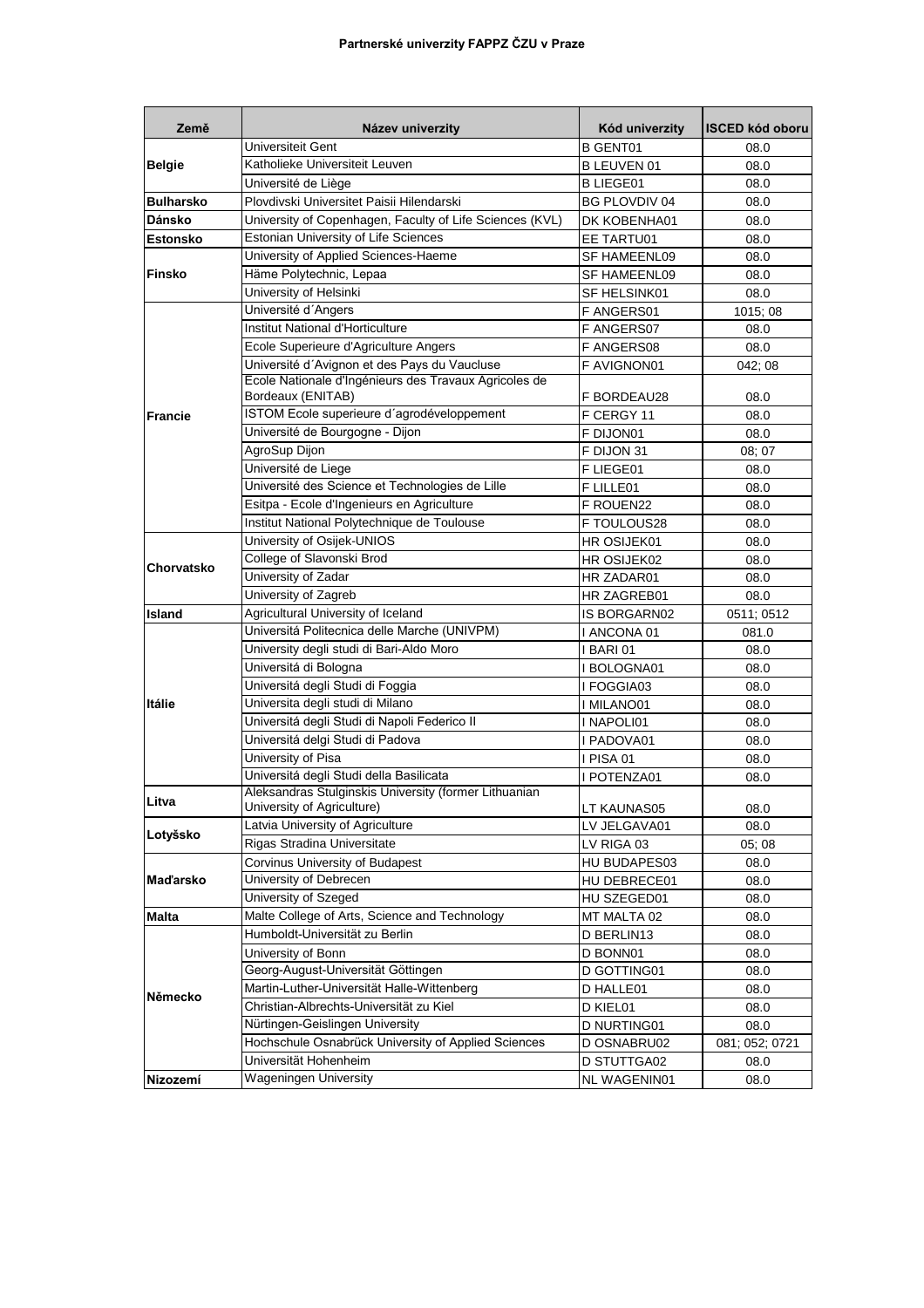**Partnerské univerzity FAPPZ ČZU v Praze**

| Země | Název univerzity | Kód univerzity | ISCED kód oboru |
|---|---|---|---|
| Belgie | Universiteit Gent | B GENT01 | 08.0 |
| | Katholieke Universiteit Leuven | B LEUVEN 01 | 08.0 |
| | Université de Liège | B LIEGE01 | 08.0 |
| Bulharsko | Plovdivski Universitet Paisii Hilendarski | BG PLOVDIV 04 | 08.0 |
| Dánsko | University of Copenhagen, Faculty of Life Sciences (KVL) | DK KOBENHA01 | 08.0 |
| Estonsko | Estonian University of Life Sciences | EE TARTU01 | 08.0 |
| Finsko | University of Applied Sciences-Haeme | SF HAMEENL09 | 08.0 |
| | Häme Polytechnic, Lepaa | SF HAMEENL09 | 08.0 |
| | University of Helsinki | SF HELSINK01 | 08.0 |
| Francie | Université d´Angers | F ANGERS01 | 1015; 08 |
| | Institut National d'Horticulture | F ANGERS07 | 08.0 |
| | Ecole Superieure d'Agriculture Angers | F ANGERS08 | 08.0 |
| | Université d´Avignon et des Pays du Vaucluse | F AVIGNON01 | 042; 08 |
| | Ecole Nationale d'Ingénieurs des Travaux Agricoles de Bordeaux (ENITAB) | F BORDEAU28 | 08.0 |
| | ISTOM Ecole superieure d´agrodéveloppement | F CERGY 11 | 08.0 |
| | Université de Bourgogne - Dijon | F DIJON01 | 08.0 |
| | AgroSup Dijon | F DIJON 31 | 08; 07 |
| | Université de Liege | F LIEGE01 | 08.0 |
| | Université des Science et Technologies de Lille | F LILLE01 | 08.0 |
| | Esitpa - Ecole d'Ingenieurs en Agriculture | F ROUEN22 | 08.0 |
| | Institut National Polytechnique de Toulouse | F TOULOUS28 | 08.0 |
| Chorvatsko | University of Osijek-UNIOS | HR OSIJEK01 | 08.0 |
| | College of Slavonski Brod | HR OSIJEK02 | 08.0 |
| | University of Zadar | HR ZADAR01 | 08.0 |
| | University of Zagreb | HR ZAGREB01 | 08.0 |
| Island | Agricultural University of Iceland | IS BORGARN02 | 0511; 0512 |
| Itálie | Universitá Politecnica delle Marche (UNIVPM) | I ANCONA 01 | 081.0 |
| | University degli studi di Bari-Aldo Moro | I BARI 01 | 08.0 |
| | Universitá di Bologna | I BOLOGNA01 | 08.0 |
| | Universitá degli Studi di Foggia | I FOGGIA03 | 08.0 |
| | Universita degli studi di Milano | I MILANO01 | 08.0 |
| | Universitá degli Studi di Napoli Federico II | I NAPOLI01 | 08.0 |
| | Universitá delgi Studi di Padova | I PADOVA01 | 08.0 |
| | University of Pisa | I PISA 01 | 08.0 |
| | Universitá degli Studi della Basilicata | I POTENZA01 | 08.0 |
| Litva | Aleksandras Stulginskis University (former Lithuanian University of Agriculture) | LT KAUNAS05 | 08.0 |
| Lotyšsko | Latvia University of Agriculture | LV JELGAVA01 | 08.0 |
| | Rigas Stradina Universitate | LV RIGA 03 | 05; 08 |
| Maďarsko | Corvinus University of Budapest | HU BUDAPES03 | 08.0 |
| | University of Debrecen | HU DEBRECE01 | 08.0 |
| | University of Szeged | HU SZEGED01 | 08.0 |
| Malta | Malte College of Arts, Science and Technology | MT MALTA 02 | 08.0 |
| Německo | Humboldt-Universität zu Berlin | D BERLIN13 | 08.0 |
| | University of Bonn | D BONN01 | 08.0 |
| | Georg-August-Universität Göttingen | D GOTTING01 | 08.0 |
| | Martin-Luther-Universität Halle-Wittenberg | D HALLE01 | 08.0 |
| | Christian-Albrechts-Universität zu Kiel | D KIEL01 | 08.0 |
| | Nürtingen-Geislingen University | D NURTING01 | 08.0 |
| | Hochschule Osnabrück University of Applied Sciences | D OSNABRU02 | 081; 052; 0721 |
| | Universität Hohenheim | D STUTTGA02 | 08.0 |
| Nizozemí | Wageningen University | NL WAGENIN01 | 08.0 |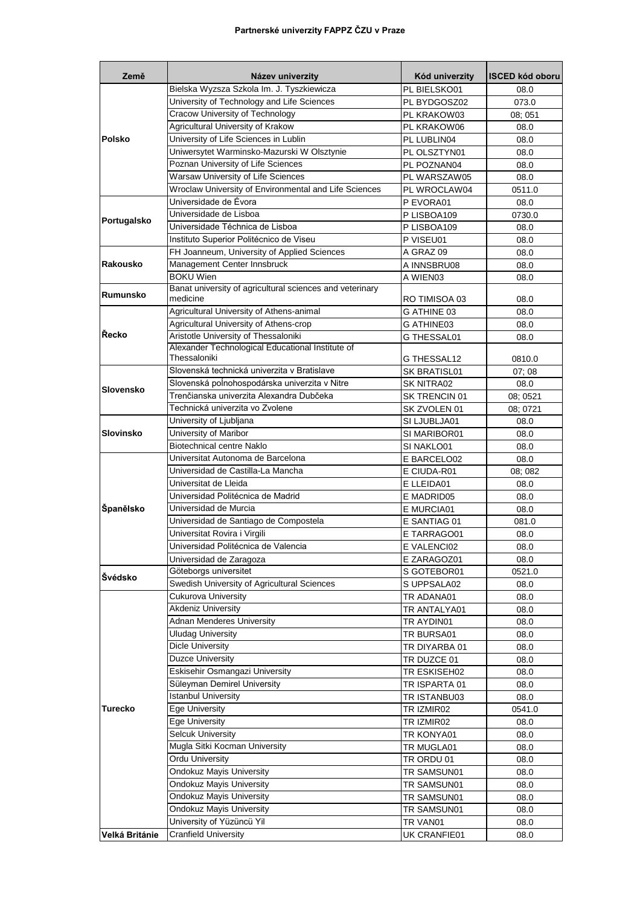**Partnerské univerzity FAPPZ ČZU v Praze**

| Země | Název univerzity | Kód univerzity | ISCED kód oboru |
|---|---|---|---|
| Polsko | Bielska Wyzsza Szkola Im. J. Tyszkiewicza | PL BIELSKO01 | 08.0 |
| | University of Technology and Life Sciences | PL BYDGOSZ02 | 073.0 |
| | Cracow University of Technology | PL KRAKOW03 | 08; 051 |
| | Agricultural University of Krakow | PL KRAKOW06 | 08.0 |
| | University of Life Sciences in Lublin | PL LUBLIN04 | 08.0 |
| | Uniwersytet Warminsko-Mazurski W Olsztynie | PL OLSZTYN01 | 08.0 |
| | Poznan University of Life Sciences | PL POZNAN04 | 08.0 |
| | Warsaw University of Life Sciences | PL WARSZAW05 | 08.0 |
| | Wroclaw University of Environmental and Life Sciences | PL WROCLAW04 | 0511.0 |
| Portugalsko | Universidade de Évora | P EVORA01 | 08.0 |
| | Universidade de Lisboa | P LISBOA109 | 0730.0 |
| | Universidade Téchnica de Lisboa | P LISBOA109 | 08.0 |
| | Instituto Superior Politécnico de Viseu | P VISEU01 | 08.0 |
| Rakousko | FH Joanneum, University of Applied Sciences | A GRAZ 09 | 08.0 |
| | Management Center Innsbruck | A INNSBRU08 | 08.0 |
| | BOKU Wien | A WIEN03 | 08.0 |
| Rumunsko | Banat university of agricultural sciences and veterinary medicine | RO TIMISOA 03 | 08.0 |
| Řecko | Agricultural University of Athens-animal | G ATHINE 03 | 08.0 |
| | Agricultural University of Athens-crop | G ATHINE03 | 08.0 |
| | Aristotle University of Thessaloniki | G THESSAL01 | 08.0 |
| | Alexander Technological Educational Institute of Thessaloniki | G THESSAL12 | 0810.0 |
| Slovensko | Slovenská technická univerzita v Bratislave | SK BRATISL01 | 07; 08 |
| | Slovenská poľnohospodárska univerzita v Nitre | SK NITRA02 | 08.0 |
| | Trenčianska univerzita Alexandra Dubčeka | SK TRENCIN 01 | 08; 0521 |
| | Technická univerzita vo Zvolene | SK ZVOLEN 01 | 08; 0721 |
| Slovinsko | University of Ljubljana | SI LJUBLJA01 | 08.0 |
| | University of Maribor | SI MARIBOR01 | 08.0 |
| | Biotechnical centre Naklo | SI NAKLO01 | 08.0 |
| Španělsko | Universitat Autonoma de Barcelona | E BARCELO02 | 08.0 |
| | Universidad de Castilla-La Mancha | E CIUDA-R01 | 08; 082 |
| | Universitat de Lleida | E LLEIDA01 | 08.0 |
| | Universidad Politécnica de Madrid | E MADRID05 | 08.0 |
| | Universidad de Murcia | E MURCIA01 | 08.0 |
| | Universidad de Santiago de Compostela | E SANTIAG 01 | 081.0 |
| | Universitat Rovira i Virgili | E TARRAGO01 | 08.0 |
| | Universidad Politécnica de Valencia | E VALENCI02 | 08.0 |
| | Universidad de Zaragoza | E ZARAGOZ01 | 08.0 |
| Švédsko | Göteborgs universitet | S GOTEBOR01 | 0521.0 |
| | Swedish University of Agricultural Sciences | S UPPSALA02 | 08.0 |
| Turecko | Cukurova University | TR ADANA01 | 08.0 |
| | Akdeniz University | TR ANTALYA01 | 08.0 |
| | Adnan Menderes University | TR AYDIN01 | 08.0 |
| | Uludag University | TR BURSA01 | 08.0 |
| | Dicle University | TR DIYARBA 01 | 08.0 |
| | Duzce University | TR DUZCE 01 | 08.0 |
| | Eskisehir Osmangazi University | TR ESKISEH02 | 08.0 |
| | Süleyman Demirel University | TR ISPARTA 01 | 08.0 |
| | Istanbul University | TR ISTANBU03 | 08.0 |
| | Ege University | TR IZMIR02 | 0541.0 |
| | Ege University | TR IZMIR02 | 08.0 |
| | Selcuk University | TR KONYA01 | 08.0 |
| | Mugla Sitki Kocman University | TR MUGLA01 | 08.0 |
| | Ordu University | TR ORDU 01 | 08.0 |
| | Ondokuz Mayis University | TR SAMSUN01 | 08.0 |
| | Ondokuz Mayis University | TR SAMSUN01 | 08.0 |
| | Ondokuz Mayis University | TR SAMSUN01 | 08.0 |
| | Ondokuz Mayis University | TR SAMSUN01 | 08.0 |
| | University of Yüzüncü Yil | TR VAN01 | 08.0 |
| Velká Británie | Cranfield University | UK CRANFIE01 | 08.0 |